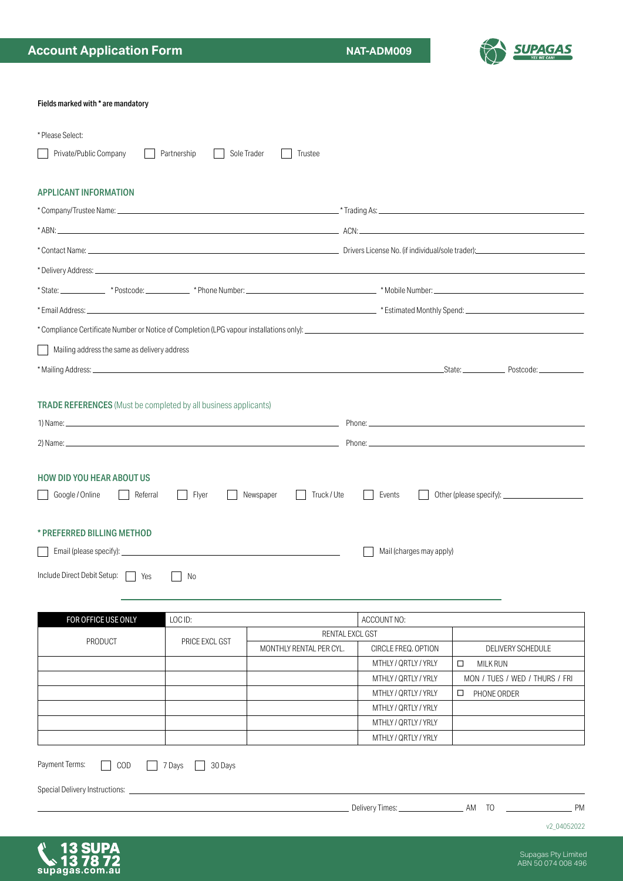# Account Application Form

**NAT-ADM009**

**Fields marked with * are mandatory**

* Please Select:

☐ Private/Public Company ☐ Partnership ☐ Sole Trader ☐ Trustee

## APPLICANT INFORMATION

* Company/Trustee Name: ______________________ * Trading As: ______________________

* ABN: ______________________ ACN: ______________________

* Contact Name: ______________________ Drivers License No. (if individual/sole trader): ______________________

* Delivery Address: ______________________

* State: __________ * Postcode: __________ * Phone Number: ______________________ * Mobile Number: ______________________

* Email Address: ______________________ * Estimated Monthly Spend: ______________________

* Compliance Certificate Number or Notice of Completion (LPG vapour installations only): ______________________

☐ Mailing address the same as delivery address

* Mailing Address: ______________________ State: __________ Postcode: __________

## TRADE REFERENCES (Must be completed by all business applicants)

1) Name: ______________________ Phone: ______________________

2) Name: ______________________ Phone: ______________________

## HOW DID YOU HEAR ABOUT US

☐ Google / Online ☐ Referral ☐ Flyer ☐ Newspaper ☐ Truck / Ute ☐ Events ☐ Other (please specify): ______________________

## * PREFERRED BILLING METHOD

☐ Email (please specify): ______________________ ☐ Mail (charges may apply)

Include Direct Debit Setup: ☐ Yes ☐ No

| FOR OFFICE USE ONLY | LOC ID: | | ACCOUNT NO: | |
|---|---|---|---|---|
| PRODUCT | PRICE EXCL GST | RENTAL EXCL GST | | |
| | | MONTHLY RENTAL PER CYL. | CIRCLE FREQ. OPTION | DELIVERY SCHEDULE |
| | | | MTHLY / QRTLY / YRLY | ☐ MILK RUN |
| | | | MTHLY / QRTLY / YRLY | MON / TUES / WED / THURS / FRI |
| | | | MTHLY / QRTLY / YRLY | ☐ PHONE ORDER |
| | | | MTHLY / QRTLY / YRLY | |
| | | | MTHLY / QRTLY / YRLY | |
| | | | MTHLY / QRTLY / YRLY | |

Payment Terms: ☐ COD ☐ 7 Days ☐ 30 Days

Special Delivery Instructions: ______________________

______________________ Delivery Times: __________ AM TO __________ PM

v2_04052022

13 SUPA 13 78 72 supagas.com.au

Supagas Pty Limited ABN 50 074 008 496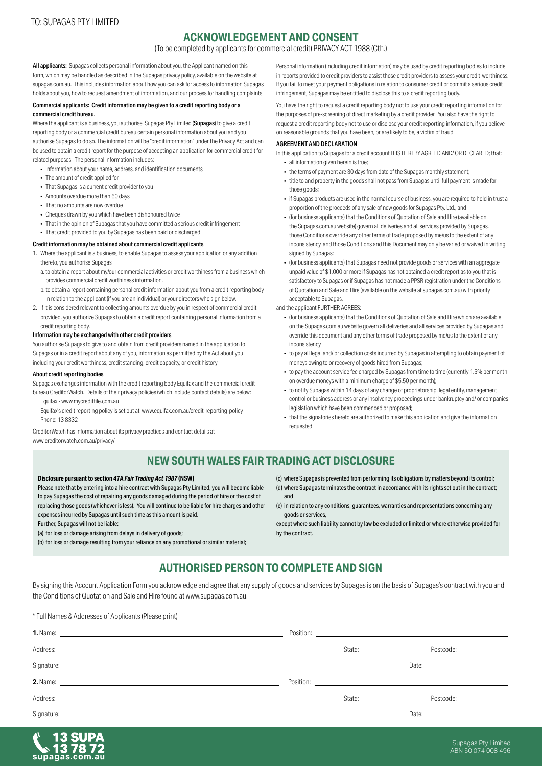TO: SUPAGAS PTY LIMITED

## ACKNOWLEDGEMENT AND CONSENT

(To be completed by applicants for commercial credit) PRIVACY ACT 1988 (Cth.)

**All applicants:** Supagas collects personal information about you, the Applicant named on this form, which may be handled as described in the Supagas privacy policy, available on the website at supagas.com.au. This includes information about how you can ask for access to information Supagas holds about you, how to request amendment of information, and our process for handling complaints.

**Commercial applicants: Credit information may be given to a credit reporting body or a commercial credit bureau.**

Where the applicant is a business, you authorise Supagas Pty Limited (**Supagas**) to give a credit reporting body or a commercial credit bureau certain personal information about you and you authorise Supagas to do so. The information will be "credit information" under the Privacy Act and can be used to obtain a credit report for the purpose of accepting an application for commercial credit for related purposes. The personal information includes:-

- Information about your name, address, and identification documents
- The amount of credit applied for
- That Supagas is a current credit provider to you
- Amounts overdue more than 60 days
- That no amounts are now overdue
- Cheques drawn by you which have been dishonoured twice
- That in the opinion of Supagas that you have committed a serious credit infringement
- That credit provided to you by Supagas has been paid or discharged

**Credit information may be obtained about commercial credit applicants**

1. Where the applicant is a business, to enable Supagas to assess your application or any addition thereto, you authorise Supagas
   a. to obtain a report about my/our commercial activities or credit worthiness from a business which provides commercial credit worthiness information.
   b. to obtain a report containing personal credit information about you from a credit reporting body in relation to the applicant (if you are an individual) or your directors who sign below.
2. If it is considered relevant to collecting amounts overdue by you in respect of commercial credit provided, you authorize Supagas to obtain a credit report containing personal information from a credit reporting body.

**Information may be exchanged with other credit providers**

You authorise Supagas to give to and obtain from credit providers named in the application to Supagas or in a credit report about any of you, information as permitted by the Act about you including your credit worthiness, credit standing, credit capacity, or credit history.

**About credit reporting bodies**

Supagas exchanges information with the credit reporting body Equifax and the commercial credit bureau CreditorWatch. Details of their privacy policies (which include contact details) are below:

Equifax - www.mycreditfile.com.au

Equifax's credit reporting policy is set out at: www.equifax.com.au/credit-reporting-policy

Phone: 13 8332

CreditorWatch has information about its privacy practices and contact details at www.creditorwatch.com.au/privacy/

Personal information (including credit information) may be used by credit reporting bodies to include in reports provided to credit providers to assist those credit providers to assess your credit-worthiness. If you fail to meet your payment obligations in relation to consumer credit or commit a serious credit infringement, Supagas may be entitled to disclose this to a credit reporting body.

You have the right to request a credit reporting body not to use your credit reporting information for the purposes of pre-screening of direct marketing by a credit provider. You also have the right to request a credit reporting body not to use or disclose your credit reporting information, if you believe on reasonable grounds that you have been, or are likely to be, a victim of fraud.

**AGREEMENT AND DECLARATION**

In this application to Supagas for a credit account IT IS HEREBY AGREED AND/ OR DECLARED; that:

- all information given herein is true;
- the terms of payment are 30 days from date of the Supagas monthly statement;
- title to and property in the goods shall not pass from Supagas until full payment is made for those goods;
- if Supagas products are used in the normal course of business, you are required to hold in trust a proportion of the proceeds of any sale of new goods for Supagas Pty. Ltd., and
- (for business applicants) that the Conditions of Quotation of Sale and Hire (available on the Supagas.com.au website) govern all deliveries and all services provided by Supagas, those Conditions override any other terms of trade proposed by me/us to the extent of any inconsistency, and those Conditions and this Document may only be varied or waived in writing signed by Supagas;
- (for business applicants) that Supagas need not provide goods or services with an aggregate unpaid value of $1,000 or more if Supagas has not obtained a credit report as to you that is satisfactory to Supagas or if Supagas has not made a PPSR registration under the Conditions of Quotation and Sale and Hire (available on the website at supagas.com.au) with priority acceptable to Supagas,

and the applicant FURTHER AGREES:

- (for business applicants) that the Conditions of Quotation of Sale and Hire which are available on the Supagas.com.au website govern all deliveries and all services provided by Supagas and override this document and any other terms of trade proposed by me/us to the extent of any inconsistency
- to pay all legal and/ or collection costs incurred by Supagas in attempting to obtain payment of moneys owing to or recovery of goods hired from Supagas;
- to pay the account service fee charged by Supagas from time to time (currently 1.5% per month on overdue moneys with a minimum charge of $5.50 per month);
- to notify Supagas within 14 days of any change of proprietorship, legal entity, management control or business address or any insolvency proceedings under bankruptcy and/ or companies legislation which have been commenced or proposed;
- that the signatories hereto are authorized to make this application and give the information requested.

## NEW SOUTH WALES FAIR TRADING ACT DISCLOSURE

**Disclosure pursuant to section 47A *Fair Trading Act 1987* (NSW)**

Please note that by entering into a hire contract with Supagas Pty Limited, you will become liable to pay Supagas the cost of repairing any goods damaged during the period of hire or the cost of replacing those goods (whichever is less). You will continue to be liable for hire charges and other expenses incurred by Supagas until such time as this amount is paid.

Further, Supagas will not be liable:

(a) for loss or damage arising from delays in delivery of goods;
(b) for loss or damage resulting from your reliance on any promotional or similar material;
(c) where Supagas is prevented from performing its obligations by matters beyond its control;
(d) where Supagas terminates the contract in accordance with its rights set out in the contract; and
(e) in relation to any conditions, guarantees, warranties and representations concerning any goods or services,

except where such liability cannot by law be excluded or limited or where otherwise provided for by the contract.

## AUTHORISED PERSON TO COMPLETE AND SIGN

By signing this Account Application Form you acknowledge and agree that any supply of goods and services by Supagas is on the basis of Supagas's contract with you and the Conditions of Quotation and Sale and Hire found at www.supagas.com.au.

\* Full Names & Addresses of Applicants (Please print)

**1.** Name: ____________________ Position: ____________________

Address: ____________________ State: __________ Postcode: __________

Signature: ____________________ Date: __________

**2.** Name: ____________________ Position: ____________________

Address: ____________________ State: __________ Postcode: __________

Signature: ____________________ Date: __________

13 SUPA
13 78 72
supagas.com.au

Supagas Pty Limited
ABN 50 074 008 496